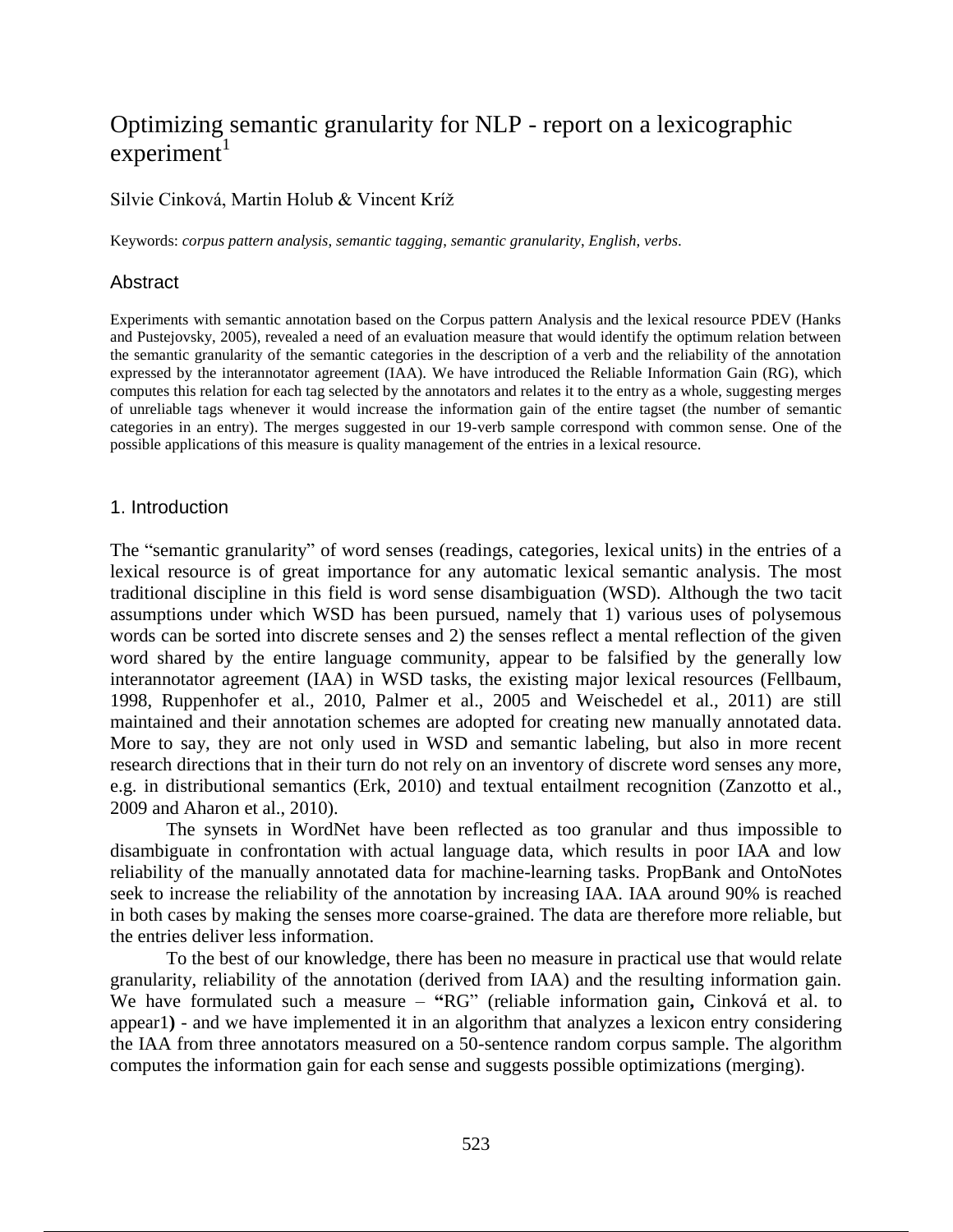# Optimizing semantic granularity for NLP - report on a lexicographic experiment[1]

Silvie Cinková, Martin Holub & Vincent Kríž

Keywords: *corpus pattern analysis*, *semantic tagging*, *semantic granularity*, *English*, *verbs*.

## Abstract

Experiments with semantic annotation based on the Corpus pattern Analysis and the lexical resource PDEV (Hanks and Pustejovsky, 2005), revealed a need of an evaluation measure that would identify the optimum relation between the semantic granularity of the semantic categories in the description of a verb and the reliability of the annotation expressed by the interannotator agreement (IAA). We have introduced the Reliable Information Gain (RG), which computes this relation for each tag selected by the annotators and relates it to the entry as a whole, suggesting merges of unreliable tags whenever it would increase the information gain of the entire tagset (the number of semantic categories in an entry). The merges suggested in our 19-verb sample correspond with common sense. One of the possible applications of this measure is quality management of the entries in a lexical resource.

## 1. Introduction

The "semantic granularity" of word senses (readings, categories, lexical units) in the entries of a lexical resource is of great importance for any automatic lexical semantic analysis. The most traditional discipline in this field is word sense disambiguation (WSD). Although the two tacit assumptions under which WSD has been pursued, namely that 1) various uses of polysemous words can be sorted into discrete senses and 2) the senses reflect a mental reflection of the given word shared by the entire language community, appear to be falsified by the generally low interannotator agreement (IAA) in WSD tasks, the existing major lexical resources (Fellbaum, 1998, Ruppenhofer et al., 2010, Palmer et al., 2005 and Weischedel et al., 2011) are still maintained and their annotation schemes are adopted for creating new manually annotated data. More to say, they are not only used in WSD and semantic labeling, but also in more recent research directions that in their turn do not rely on an inventory of discrete word senses any more, e.g. in distributional semantics (Erk, 2010) and textual entailment recognition (Zanzotto et al., 2009 and Aharon et al., 2010).

The synsets in WordNet have been reflected as too granular and thus impossible to disambiguate in confrontation with actual language data, which results in poor IAA and low reliability of the manually annotated data for machine-learning tasks. PropBank and OntoNotes seek to increase the reliability of the annotation by increasing IAA. IAA around 90% is reached in both cases by making the senses more coarse-grained. The data are therefore more reliable, but the entries deliver less information.

To the best of our knowledge, there has been no measure in practical use that would relate granularity, reliability of the annotation (derived from IAA) and the resulting information gain. We have formulated such a measure – **"**RG" (reliable information gain**,** Cinková et al. to appear1**)** - and we have implemented it in an algorithm that analyzes a lexicon entry considering the IAA from three annotators measured on a 50-sentence random corpus sample. The algorithm computes the information gain for each sense and suggests possible optimizations (merging).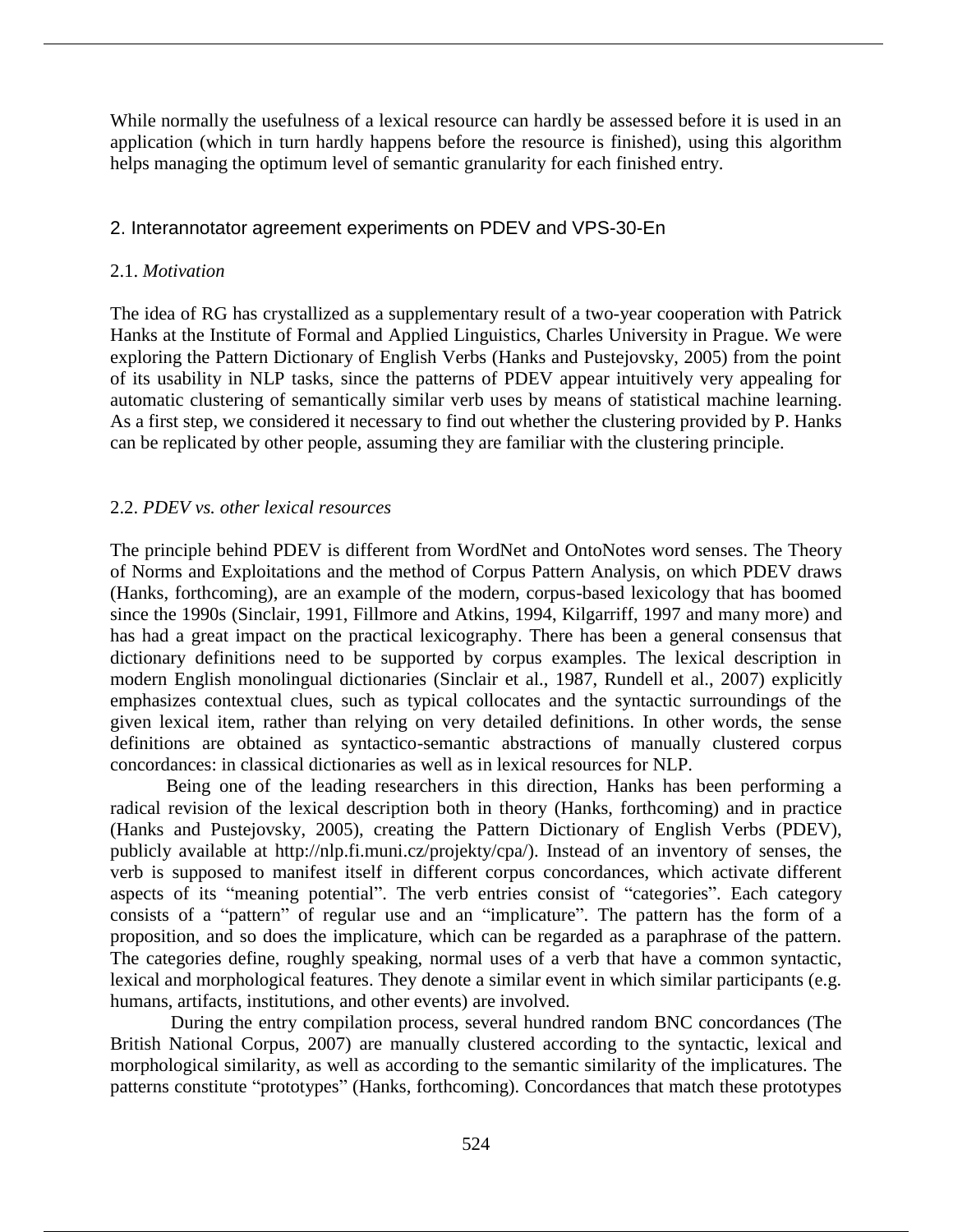While normally the usefulness of a lexical resource can hardly be assessed before it is used in an application (which in turn hardly happens before the resource is finished), using this algorithm helps managing the optimum level of semantic granularity for each finished entry.

## 2. Interannotator agreement experiments on PDEV and VPS-30-En

### 2.1. *Motivation*

The idea of RG has crystallized as a supplementary result of a two-year cooperation with Patrick Hanks at the Institute of Formal and Applied Linguistics, Charles University in Prague. We were exploring the Pattern Dictionary of English Verbs (Hanks and Pustejovsky, 2005) from the point of its usability in NLP tasks, since the patterns of PDEV appear intuitively very appealing for automatic clustering of semantically similar verb uses by means of statistical machine learning. As a first step, we considered it necessary to find out whether the clustering provided by P. Hanks can be replicated by other people, assuming they are familiar with the clustering principle.

### 2.2. *PDEV vs. other lexical resources*

The principle behind PDEV is different from WordNet and OntoNotes word senses. The Theory of Norms and Exploitations and the method of Corpus Pattern Analysis, on which PDEV draws (Hanks, forthcoming), are an example of the modern, corpus-based lexicology that has boomed since the 1990s (Sinclair, 1991, Fillmore and Atkins, 1994, Kilgarriff, 1997 and many more) and has had a great impact on the practical lexicography. There has been a general consensus that dictionary definitions need to be supported by corpus examples. The lexical description in modern English monolingual dictionaries (Sinclair et al., 1987, Rundell et al., 2007) explicitly emphasizes contextual clues, such as typical collocates and the syntactic surroundings of the given lexical item, rather than relying on very detailed definitions. In other words, the sense definitions are obtained as syntactico-semantic abstractions of manually clustered corpus concordances: in classical dictionaries as well as in lexical resources for NLP.

Being one of the leading researchers in this direction, Hanks has been performing a radical revision of the lexical description both in theory (Hanks, forthcoming) and in practice (Hanks and Pustejovsky, 2005), creating the Pattern Dictionary of English Verbs (PDEV), publicly available at http://nlp.fi.muni.cz/projekty/cpa/). Instead of an inventory of senses, the verb is supposed to manifest itself in different corpus concordances, which activate different aspects of its "meaning potential". The verb entries consist of "categories". Each category consists of a "pattern" of regular use and an "implicature". The pattern has the form of a proposition, and so does the implicature, which can be regarded as a paraphrase of the pattern. The categories define, roughly speaking, normal uses of a verb that have a common syntactic, lexical and morphological features. They denote a similar event in which similar participants (e.g. humans, artifacts, institutions, and other events) are involved.

During the entry compilation process, several hundred random BNC concordances (The British National Corpus, 2007) are manually clustered according to the syntactic, lexical and morphological similarity, as well as according to the semantic similarity of the implicatures. The patterns constitute "prototypes" (Hanks, forthcoming). Concordances that match these prototypes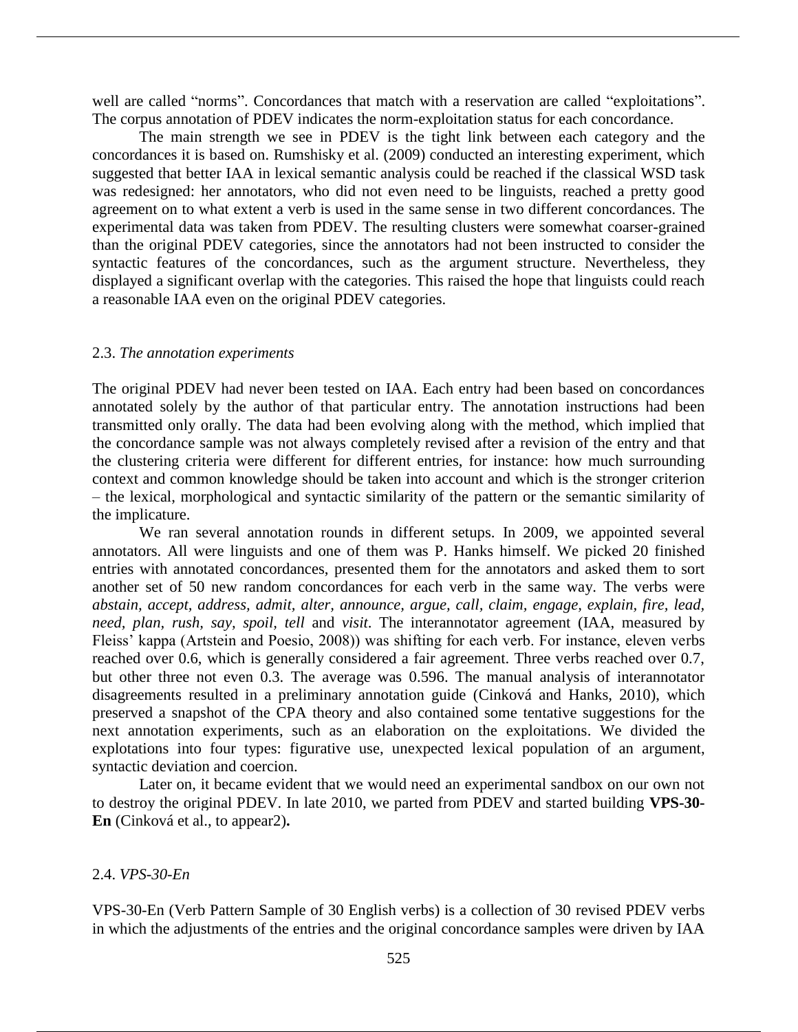well are called "norms". Concordances that match with a reservation are called "exploitations". The corpus annotation of PDEV indicates the norm-exploitation status for each concordance.

The main strength we see in PDEV is the tight link between each category and the concordances it is based on. Rumshisky et al. (2009) conducted an interesting experiment, which suggested that better IAA in lexical semantic analysis could be reached if the classical WSD task was redesigned: her annotators, who did not even need to be linguists, reached a pretty good agreement on to what extent a verb is used in the same sense in two different concordances. The experimental data was taken from PDEV. The resulting clusters were somewhat coarser-grained than the original PDEV categories, since the annotators had not been instructed to consider the syntactic features of the concordances, such as the argument structure. Nevertheless, they displayed a significant overlap with the categories. This raised the hope that linguists could reach a reasonable IAA even on the original PDEV categories.

### 2.3. *The annotation experiments*

The original PDEV had never been tested on IAA. Each entry had been based on concordances annotated solely by the author of that particular entry. The annotation instructions had been transmitted only orally. The data had been evolving along with the method, which implied that the concordance sample was not always completely revised after a revision of the entry and that the clustering criteria were different for different entries, for instance: how much surrounding context and common knowledge should be taken into account and which is the stronger criterion – the lexical, morphological and syntactic similarity of the pattern or the semantic similarity of the implicature.

We ran several annotation rounds in different setups. In 2009, we appointed several annotators. All were linguists and one of them was P. Hanks himself. We picked 20 finished entries with annotated concordances, presented them for the annotators and asked them to sort another set of 50 new random concordances for each verb in the same way. The verbs were *abstain, accept, address, admit, alter, announce, argue, call, claim, engage, explain, fire, lead, need, plan, rush, say, spoil, tell* and *visit*. The interannotator agreement (IAA, measured by Fleiss' kappa (Artstein and Poesio, 2008)) was shifting for each verb. For instance, eleven verbs reached over 0.6, which is generally considered a fair agreement. Three verbs reached over 0.7, but other three not even 0.3. The average was 0.596. The manual analysis of interannotator disagreements resulted in a preliminary annotation guide (Cinková and Hanks, 2010), which preserved a snapshot of the CPA theory and also contained some tentative suggestions for the next annotation experiments, such as an elaboration on the exploitations. We divided the explotations into four types: figurative use, unexpected lexical population of an argument, syntactic deviation and coercion.

Later on, it became evident that we would need an experimental sandbox on our own not to destroy the original PDEV. In late 2010, we parted from PDEV and started building **VPS-30-En** (Cinková et al., to appear2)**.**

### 2.4. *VPS-30-En*

VPS-30-En (Verb Pattern Sample of 30 English verbs) is a collection of 30 revised PDEV verbs in which the adjustments of the entries and the original concordance samples were driven by IAA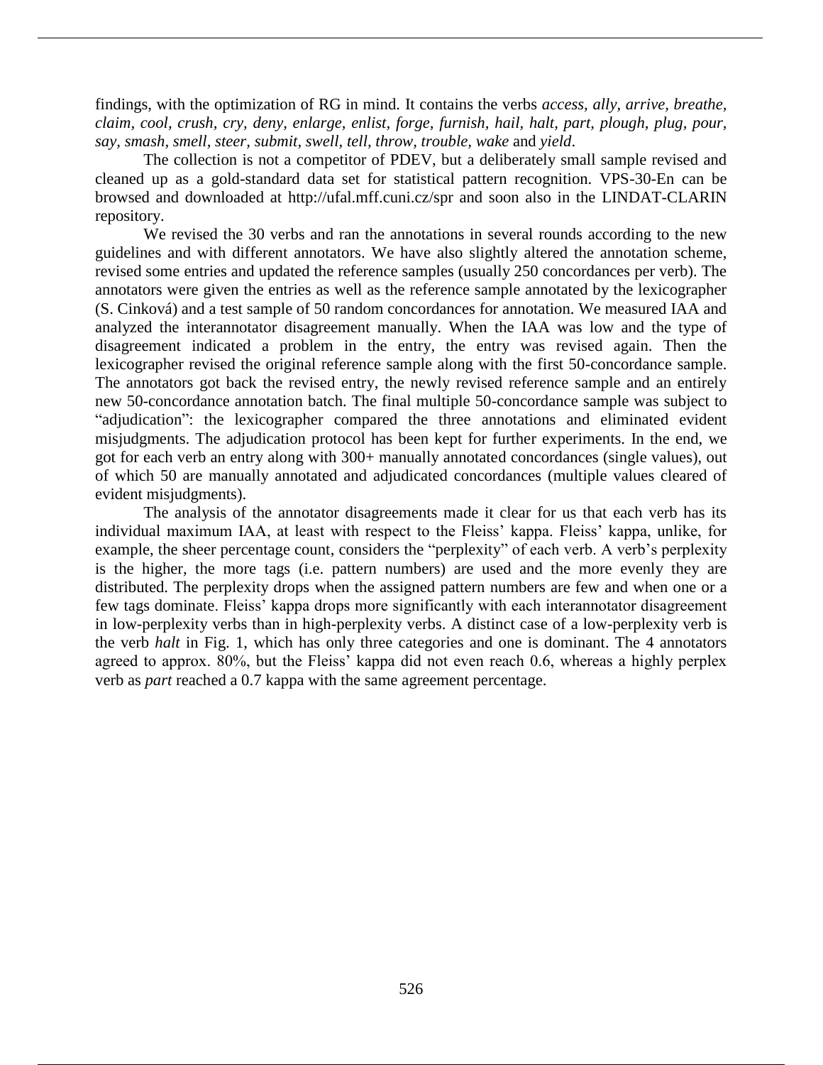findings, with the optimization of RG in mind. It contains the verbs *access, ally, arrive, breathe, claim, cool, crush, cry, deny, enlarge, enlist, forge, furnish, hail, halt, part, plough, plug, pour, say, smash, smell, steer, submit, swell, tell, throw, trouble, wake* and *yield*.

The collection is not a competitor of PDEV, but a deliberately small sample revised and cleaned up as a gold-standard data set for statistical pattern recognition. VPS-30-En can be browsed and downloaded at http://ufal.mff.cuni.cz/spr and soon also in the LINDAT-CLARIN repository.

We revised the 30 verbs and ran the annotations in several rounds according to the new guidelines and with different annotators. We have also slightly altered the annotation scheme, revised some entries and updated the reference samples (usually 250 concordances per verb). The annotators were given the entries as well as the reference sample annotated by the lexicographer (S. Cinková) and a test sample of 50 random concordances for annotation. We measured IAA and analyzed the interannotator disagreement manually. When the IAA was low and the type of disagreement indicated a problem in the entry, the entry was revised again. Then the lexicographer revised the original reference sample along with the first 50-concordance sample. The annotators got back the revised entry, the newly revised reference sample and an entirely new 50-concordance annotation batch. The final multiple 50-concordance sample was subject to "adjudication": the lexicographer compared the three annotations and eliminated evident misjudgments. The adjudication protocol has been kept for further experiments. In the end, we got for each verb an entry along with 300+ manually annotated concordances (single values), out of which 50 are manually annotated and adjudicated concordances (multiple values cleared of evident misjudgments).

The analysis of the annotator disagreements made it clear for us that each verb has its individual maximum IAA, at least with respect to the Fleiss' kappa. Fleiss' kappa, unlike, for example, the sheer percentage count, considers the "perplexity" of each verb. A verb's perplexity is the higher, the more tags (i.e. pattern numbers) are used and the more evenly they are distributed. The perplexity drops when the assigned pattern numbers are few and when one or a few tags dominate. Fleiss' kappa drops more significantly with each interannotator disagreement in low-perplexity verbs than in high-perplexity verbs. A distinct case of a low-perplexity verb is the verb *halt* in Fig. 1, which has only three categories and one is dominant. The 4 annotators agreed to approx. 80%, but the Fleiss' kappa did not even reach 0.6, whereas a highly perplex verb as *part* reached a 0.7 kappa with the same agreement percentage.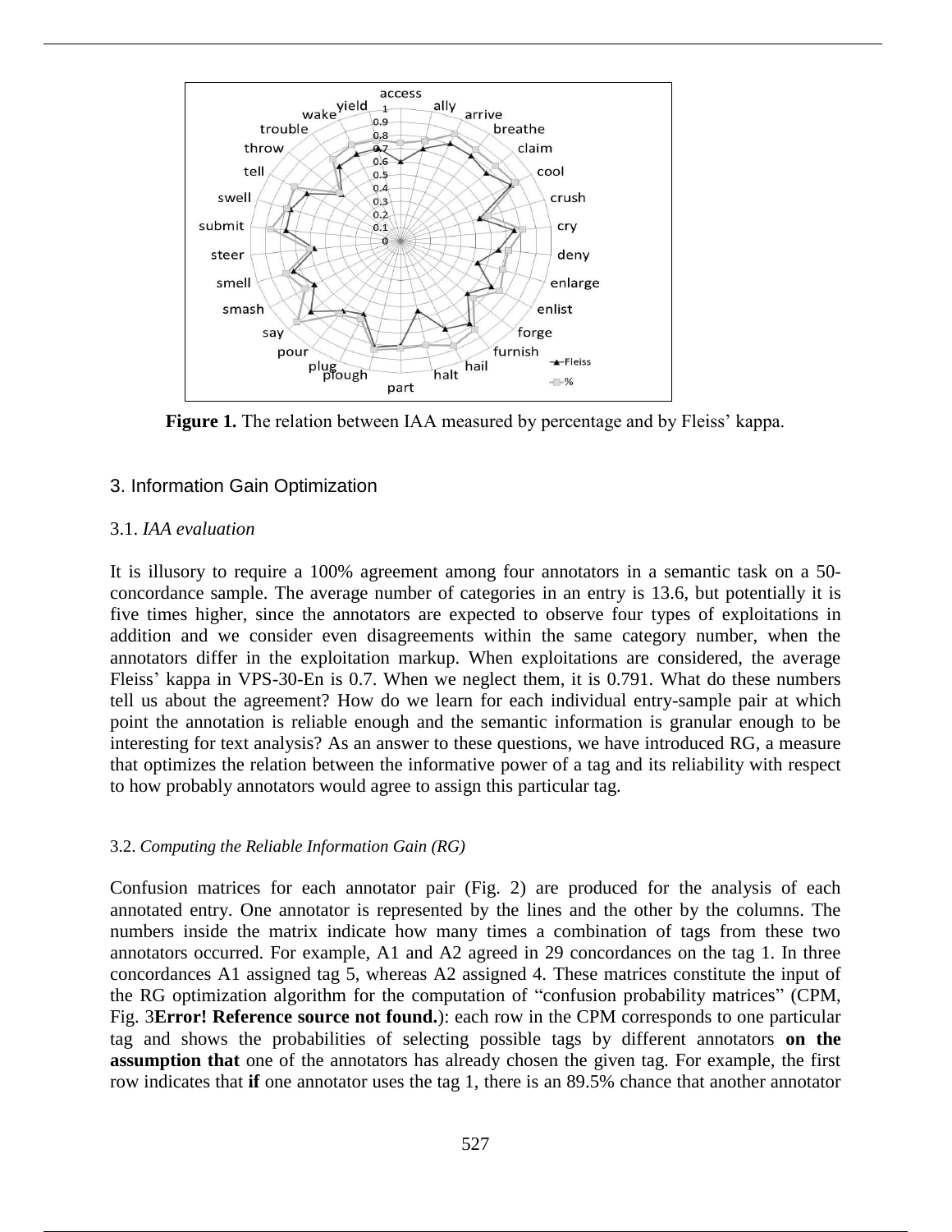**Figure 1.** The relation between IAA measured by percentage and by Fleiss' kappa.

## 3. Information Gain Optimization

### 3.1. *IAA evaluation*

It is illusory to require a 100% agreement among four annotators in a semantic task on a 50-concordance sample. The average number of categories in an entry is 13.6, but potentially it is five times higher, since the annotators are expected to observe four types of exploitations in addition and we consider even disagreements within the same category number, when the annotators differ in the exploitation markup. When exploitations are considered, the average Fleiss' kappa in VPS-30-En is 0.7. When we neglect them, it is 0.791. What do these numbers tell us about the agreement? How do we learn for each individual entry-sample pair at which point the annotation is reliable enough and the semantic information is granular enough to be interesting for text analysis? As an answer to these questions, we have introduced RG, a measure that optimizes the relation between the informative power of a tag and its reliability with respect to how probably annotators would agree to assign this particular tag.

### 3.2. *Computing the Reliable Information Gain (RG)*

Confusion matrices for each annotator pair (Fig. 2) are produced for the analysis of each annotated entry. One annotator is represented by the lines and the other by the columns. The numbers inside the matrix indicate how many times a combination of tags from these two annotators occurred. For example, A1 and A2 agreed in 29 concordances on the tag 1. In three concordances A1 assigned tag 5, whereas A2 assigned 4. These matrices constitute the input of the RG optimization algorithm for the computation of "confusion probability matrices" (CPM, Fig. 3**Error! Reference source not found.**): each row in the CPM corresponds to one particular tag and shows the probabilities of selecting possible tags by different annotators **on the assumption that** one of the annotators has already chosen the given tag. For example, the first row indicates that **if** one annotator uses the tag 1, there is an 89.5% chance that another annotator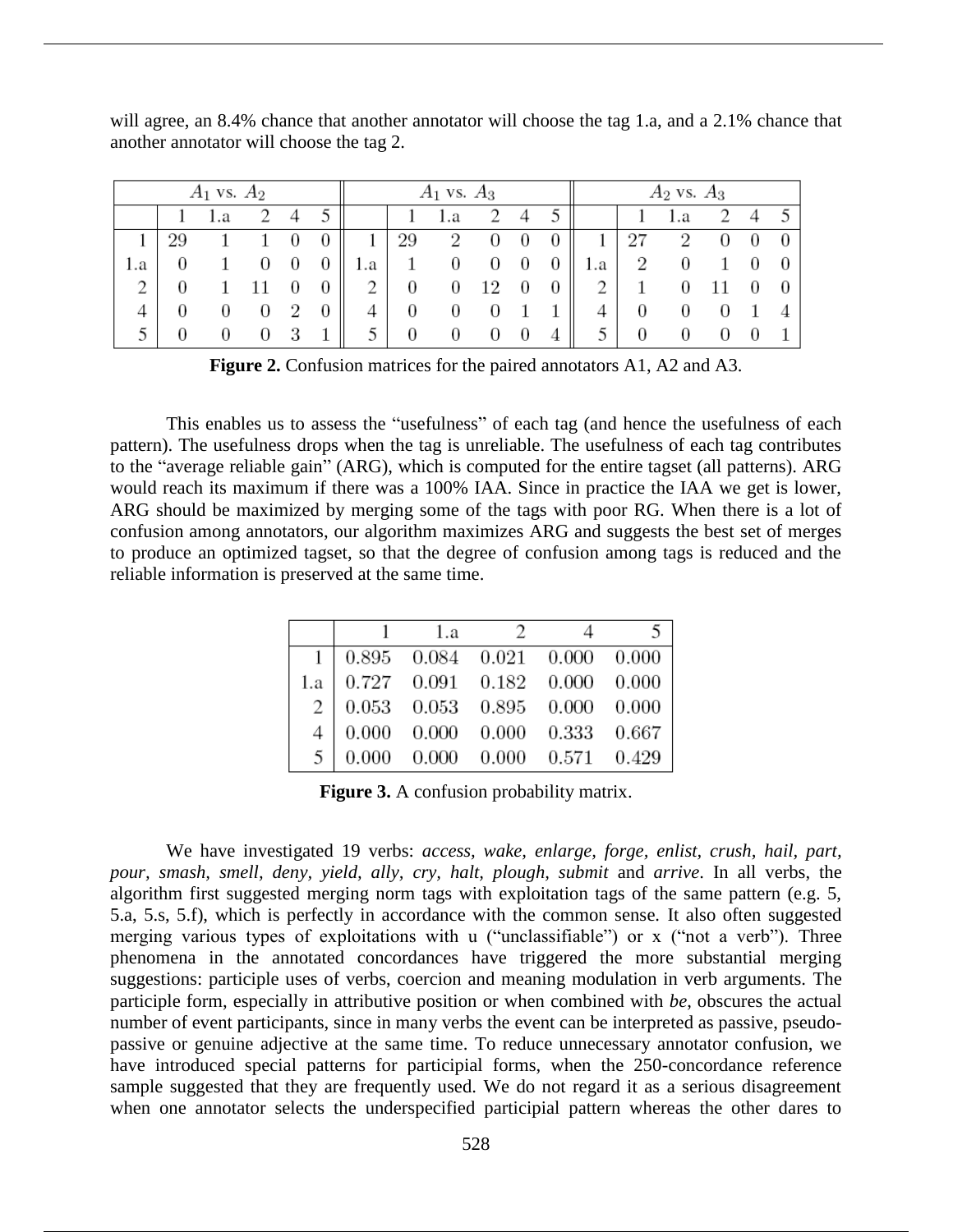will agree, an 8.4% chance that another annotator will choose the tag 1.a, and a 2.1% chance that another annotator will choose the tag 2.

| $A_1$ vs. $A_2$ | | | | | | $A_1$ vs. $A_3$ | | | | | | $A_2$ vs. $A_3$ | | | | | |
|---|---|---|---|---|---|---|---|---|---|---|---|---|---|---|---|---|---|
| | 1 | 1.a | 2 | 4 | 5 | | 1 | 1.a | 2 | 4 | 5 | | 1 | 1.a | 2 | 4 | 5 |
| 1 | 29 | 1 | 1 | 0 | 0 | 1 | 29 | 2 | 0 | 0 | 0 | 1 | 27 | 2 | 0 | 0 | 0 |
| 1.a | 0 | 1 | 0 | 0 | 0 | 1.a | 1 | 0 | 0 | 0 | 0 | 1.a | 2 | 0 | 1 | 0 | 0 |
| 2 | 0 | 1 | 11 | 0 | 0 | 2 | 0 | 0 | 12 | 0 | 0 | 2 | 1 | 0 | 11 | 0 | 0 |
| 4 | 0 | 0 | 0 | 2 | 0 | 4 | 0 | 0 | 0 | 1 | 1 | 4 | 0 | 0 | 0 | 1 | 4 |
| 5 | 0 | 0 | 0 | 3 | 1 | 5 | 0 | 0 | 0 | 0 | 4 | 5 | 0 | 0 | 0 | 0 | 1 |

**Figure 2.** Confusion matrices for the paired annotators A1, A2 and A3.

This enables us to assess the "usefulness" of each tag (and hence the usefulness of each pattern). The usefulness drops when the tag is unreliable. The usefulness of each tag contributes to the "average reliable gain" (ARG), which is computed for the entire tagset (all patterns). ARG would reach its maximum if there was a 100% IAA. Since in practice the IAA we get is lower, ARG should be maximized by merging some of the tags with poor RG. When there is a lot of confusion among annotators, our algorithm maximizes ARG and suggests the best set of merges to produce an optimized tagset, so that the degree of confusion among tags is reduced and the reliable information is preserved at the same time.

| | 1 | 1.a | 2 | 4 | 5 |
|---|---|---|---|---|---|
| 1 | 0.895 | 0.084 | 0.021 | 0.000 | 0.000 |
| 1.a | 0.727 | 0.091 | 0.182 | 0.000 | 0.000 |
| 2 | 0.053 | 0.053 | 0.895 | 0.000 | 0.000 |
| 4 | 0.000 | 0.000 | 0.000 | 0.333 | 0.667 |
| 5 | 0.000 | 0.000 | 0.000 | 0.571 | 0.429 |

**Figure 3.** A confusion probability matrix.

We have investigated 19 verbs: *access, wake, enlarge, forge, enlist, crush, hail, part, pour, smash, smell, deny, yield, ally, cry, halt, plough, submit* and *arrive*. In all verbs, the algorithm first suggested merging norm tags with exploitation tags of the same pattern (e.g. 5, 5.a, 5.s, 5.f), which is perfectly in accordance with the common sense. It also often suggested merging various types of exploitations with u ("unclassifiable") or x ("not a verb"). Three phenomena in the annotated concordances have triggered the more substantial merging suggestions: participle uses of verbs, coercion and meaning modulation in verb arguments. The participle form, especially in attributive position or when combined with *be*, obscures the actual number of event participants, since in many verbs the event can be interpreted as passive, pseudo-passive or genuine adjective at the same time. To reduce unnecessary annotator confusion, we have introduced special patterns for participial forms, when the 250-concordance reference sample suggested that they are frequently used. We do not regard it as a serious disagreement when one annotator selects the underspecified participial pattern whereas the other dares to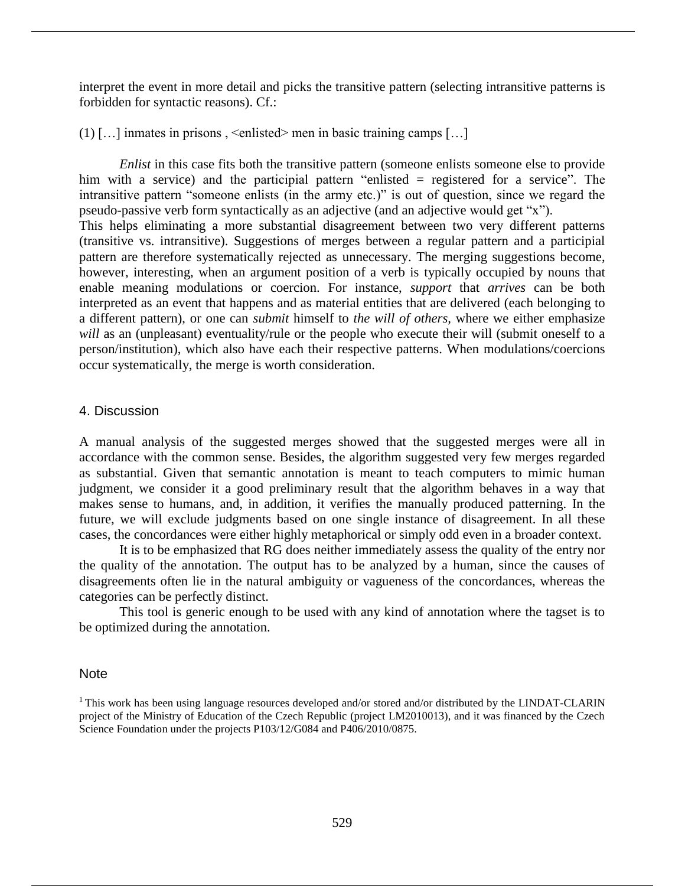interpret the event in more detail and picks the transitive pattern (selecting intransitive patterns is forbidden for syntactic reasons). Cf.:

(1) […] inmates in prisons , <enlisted> men in basic training camps […]

*Enlist* in this case fits both the transitive pattern (someone enlists someone else to provide him with a service) and the participial pattern "enlisted = registered for a service". The intransitive pattern "someone enlists (in the army etc.)" is out of question, since we regard the pseudo-passive verb form syntactically as an adjective (and an adjective would get "x").

This helps eliminating a more substantial disagreement between two very different patterns (transitive vs. intransitive). Suggestions of merges between a regular pattern and a participial pattern are therefore systematically rejected as unnecessary. The merging suggestions become, however, interesting, when an argument position of a verb is typically occupied by nouns that enable meaning modulations or coercion. For instance, *support* that *arrives* can be both interpreted as an event that happens and as material entities that are delivered (each belonging to a different pattern), or one can *submit* himself to *the will of others*, where we either emphasize *will* as an (unpleasant) eventuality/rule or the people who execute their will (submit oneself to a person/institution), which also have each their respective patterns. When modulations/coercions occur systematically, the merge is worth consideration.

## 4. Discussion

A manual analysis of the suggested merges showed that the suggested merges were all in accordance with the common sense. Besides, the algorithm suggested very few merges regarded as substantial. Given that semantic annotation is meant to teach computers to mimic human judgment, we consider it a good preliminary result that the algorithm behaves in a way that makes sense to humans, and, in addition, it verifies the manually produced patterning. In the future, we will exclude judgments based on one single instance of disagreement. In all these cases, the concordances were either highly metaphorical or simply odd even in a broader context.

It is to be emphasized that RG does neither immediately assess the quality of the entry nor the quality of the annotation. The output has to be analyzed by a human, since the causes of disagreements often lie in the natural ambiguity or vagueness of the concordances, whereas the categories can be perfectly distinct.

This tool is generic enough to be used with any kind of annotation where the tagset is to be optimized during the annotation.

## Note

[1] This work has been using language resources developed and/or stored and/or distributed by the LINDAT-CLARIN project of the Ministry of Education of the Czech Republic (project LM2010013), and it was financed by the Czech Science Foundation under the projects P103/12/G084 and P406/2010/0875.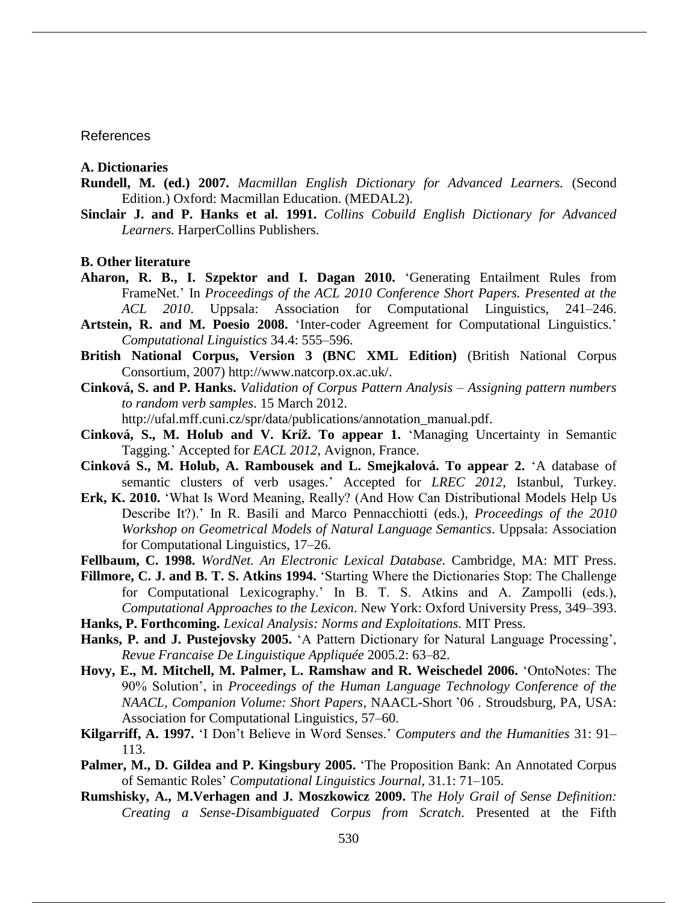# References

### A. Dictionaries

**Rundell, M. (ed.) 2007.** *Macmillan English Dictionary for Advanced Learners.* (Second Edition.) Oxford: Macmillan Education. (MEDAL2).

**Sinclair J. and P. Hanks et al. 1991.** *Collins Cobuild English Dictionary for Advanced Learners.* HarperCollins Publishers.

### B. Other literature

**Aharon, R. B., I. Szpektor and I. Dagan 2010.** 'Generating Entailment Rules from FrameNet.' In *Proceedings of the ACL 2010 Conference Short Papers. Presented at the ACL 2010*. Uppsala: Association for Computational Linguistics, 241–246.

**Artstein, R. and M. Poesio 2008.** 'Inter-coder Agreement for Computational Linguistics.' *Computational Linguistics* 34.4: 555–596.

**British National Corpus, Version 3 (BNC XML Edition)** (British National Corpus Consortium, 2007) http://www.natcorp.ox.ac.uk/.

**Cinková, S. and P. Hanks.** *Validation of Corpus Pattern Analysis – Assigning pattern numbers to random verb samples*. 15 March 2012. http://ufal.mff.cuni.cz/spr/data/publications/annotation_manual.pdf.

**Cinková, S., M. Holub and V. Kríž. To appear 1.** 'Managing Uncertainty in Semantic Tagging.' Accepted for *EACL 2012*, Avignon, France.

**Cinková S., M. Holub, A. Rambousek and L. Smejkalová. To appear 2.** 'A database of semantic clusters of verb usages.' Accepted for *LREC 2012*, Istanbul, Turkey.

**Erk, K. 2010.** 'What Is Word Meaning, Really? (And How Can Distributional Models Help Us Describe It?).' In R. Basili and Marco Pennacchiotti (eds.), *Proceedings of the 2010 Workshop on Geometrical Models of Natural Language Semantics*. Uppsala: Association for Computational Linguistics, 17–26.

**Fellbaum, C. 1998.** *WordNet. An Electronic Lexical Database.* Cambridge, MA: MIT Press.

**Fillmore, C. J. and B. T. S. Atkins 1994.** 'Starting Where the Dictionaries Stop: The Challenge for Computational Lexicography.' In B. T. S. Atkins and A. Zampolli (eds.), *Computational Approaches to the Lexicon*. New York: Oxford University Press, 349–393.

**Hanks, P. Forthcoming.** *Lexical Analysis: Norms and Exploitations.* MIT Press.

**Hanks, P. and J. Pustejovsky 2005.** 'A Pattern Dictionary for Natural Language Processing', *Revue Francaise De Linguistique Appliquée* 2005.2: 63–82.

**Hovy, E., M. Mitchell, M. Palmer, L. Ramshaw and R. Weischedel 2006.** 'OntoNotes: The 90% Solution', in *Proceedings of the Human Language Technology Conference of the NAACL, Companion Volume: Short Papers*, NAACL-Short '06 . Stroudsburg, PA, USA: Association for Computational Linguistics, 57–60.

**Kilgarriff, A. 1997.** 'I Don't Believe in Word Senses.' *Computers and the Humanities* 31: 91–113.

**Palmer, M., D. Gildea and P. Kingsbury 2005.** 'The Proposition Bank: An Annotated Corpus of Semantic Roles' *Computational Linguistics Journal*, 31.1: 71–105.

**Rumshisky, A., M.Verhagen and J. Moszkowicz 2009.** T*he Holy Grail of Sense Definition: Creating a Sense-Disambiguated Corpus from Scratch*. Presented at the Fifth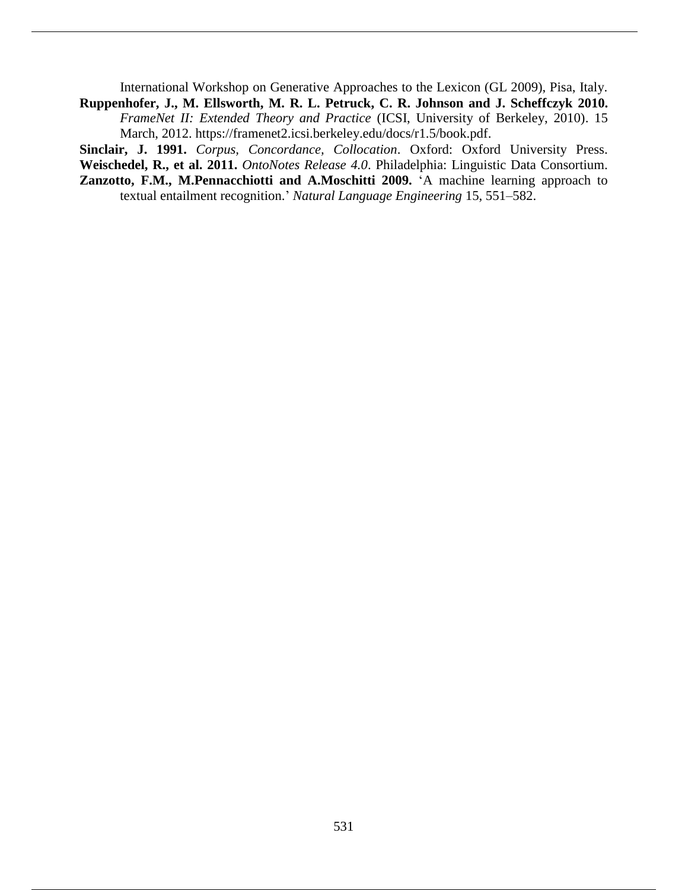International Workshop on Generative Approaches to the Lexicon (GL 2009), Pisa, Italy.

**Ruppenhofer, J., M. Ellsworth, M. R. L. Petruck, C. R. Johnson and J. Scheffczyk 2010.** *FrameNet II: Extended Theory and Practice* (ICSI, University of Berkeley, 2010). 15 March, 2012. https://framenet2.icsi.berkeley.edu/docs/r1.5/book.pdf.

**Sinclair, J. 1991.** *Corpus, Concordance, Collocation*. Oxford: Oxford University Press.

**Weischedel, R., et al. 2011.** *OntoNotes Release 4.0*. Philadelphia: Linguistic Data Consortium.

**Zanzotto, F.M., M.Pennacchiotti and A.Moschitti 2009.** 'A machine learning approach to textual entailment recognition.' *Natural Language Engineering* 15, 551–582.